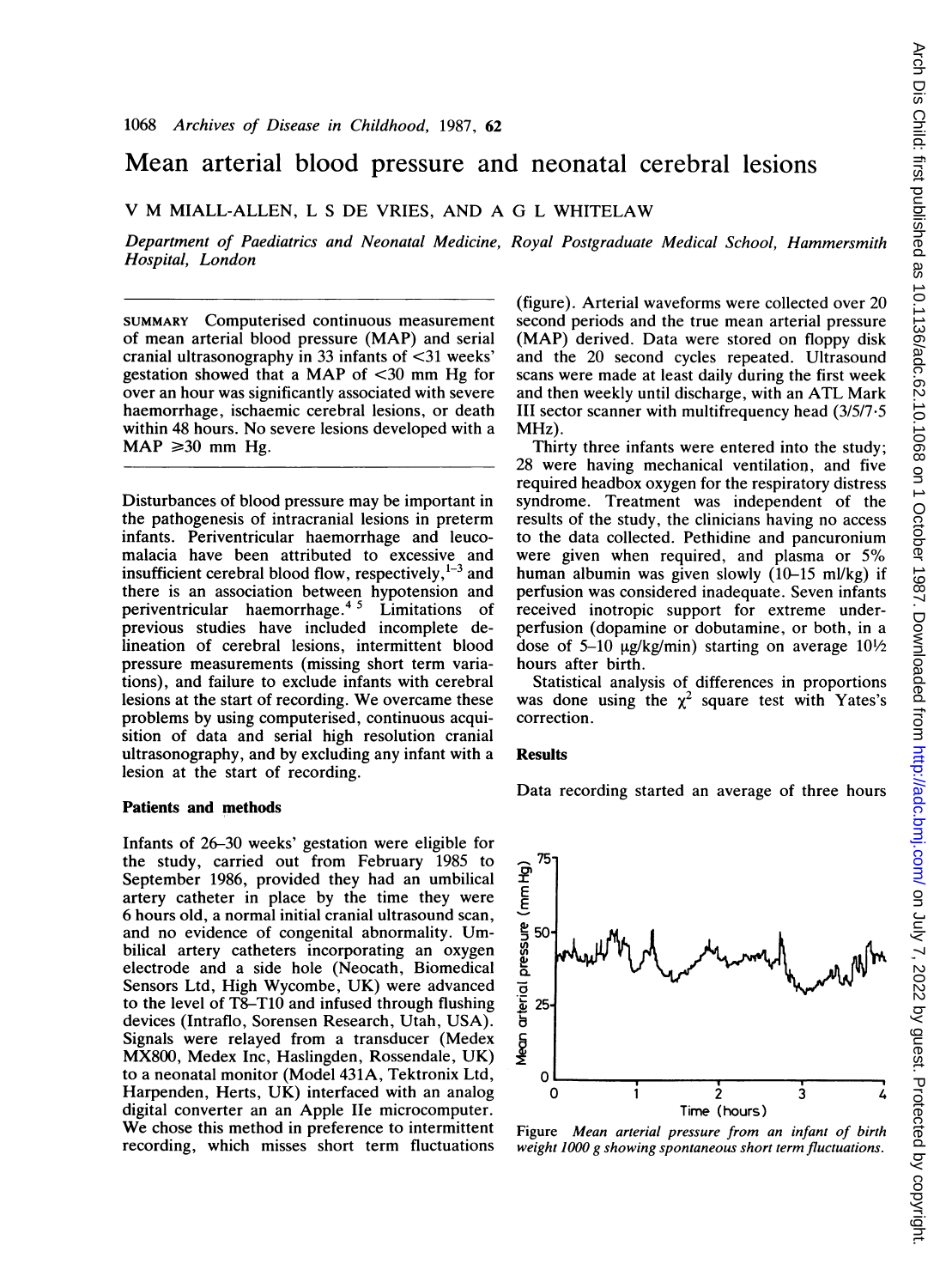# Mean arterial blood pressure and neonatal cerebral lesions

V M MIALL-ALLEN, L S DE VRIES, AND A G L WHITELAW

*Department of Paediatrics and Neonatal Medicine, Royal Postgraduate Medical School, Hammersmith Hospital, London*

SUMMARY Computerised continuous measurement of mean arterial blood pressure (MAP) and serial cranial ultrasonography in 33 infants of <31 weeks' gestation showed that a MAP of <30 mm Hg for over an hour was significantly associated with severe haemorrhage, ischaemic cerebral lesions, or death within 48 hours. No severe lesions developed with a MAP ≥30 mm Hg.

Disturbances of blood pressure may be important in the pathogenesis of intracranial lesions in preterm infants. Periventricular haemorrhage and leucomalacia have been attributed to excessive and insufficient cerebral blood flow, respectively,[1-3] and there is an association between hypotension and periventricular haemorrhage.[4 5] Limitations of previous studies have included incomplete delineation of cerebral lesions, intermittent blood pressure measurements (missing short term variations), and failure to exclude infants with cerebral lesions at the start of recording. We overcame these problems by using computerised, continuous acquisition of data and serial high resolution cranial ultrasonography, and by excluding any infant with a lesion at the start of recording.

## Patients and methods

Infants of 26–30 weeks' gestation were eligible for the study, carried out from February 1985 to September 1986, provided they had an umbilical artery catheter in place by the time they were 6 hours old, a normal initial cranial ultrasound scan, and no evidence of congenital abnormality. Umbilical artery catheters incorporating an oxygen electrode and a side hole (Neocath, Biomedical Sensors Ltd, High Wycombe, UK) were advanced to the level of T8–T10 and infused through flushing devices (Intraflo, Sorensen Research, Utah, USA). Signals were relayed from a transducer (Medex MX800, Medex Inc, Haslingden, Rossendale, UK) to a neonatal monitor (Model 431A, Tektronix Ltd, Harpenden, Herts, UK) interfaced with an analog digital converter an an Apple IIe microcomputer. We chose this method in preference to intermittent recording, which misses short term fluctuations (figure). Arterial waveforms were collected over 20 second periods and the true mean arterial pressure (MAP) derived. Data were stored on floppy disk and the 20 second cycles repeated. Ultrasound scans were made at least daily during the first week and then weekly until discharge, with an ATL Mark III sector scanner with multifrequency head (3/5/7·5 MHz).

Thirty three infants were entered into the study; 28 were having mechanical ventilation, and five required headbox oxygen for the respiratory distress syndrome. Treatment was independent of the results of the study, the clinicians having no access to the data collected. Pethidine and pancuronium were given when required, and plasma or 5% human albumin was given slowly (10–15 ml/kg) if perfusion was considered inadequate. Seven infants received inotropic support for extreme underperfusion (dopamine or dobutamine, or both, in a dose of 5–10 μg/kg/min) starting on average 10½ hours after birth.

Statistical analysis of differences in proportions was done using the $\chi^2$ square test with Yates's correction.

## Results

Data recording started an average of three hours

Figure *Mean arterial pressure from an infant of birth weight 1000 g showing spontaneous short term fluctuations.*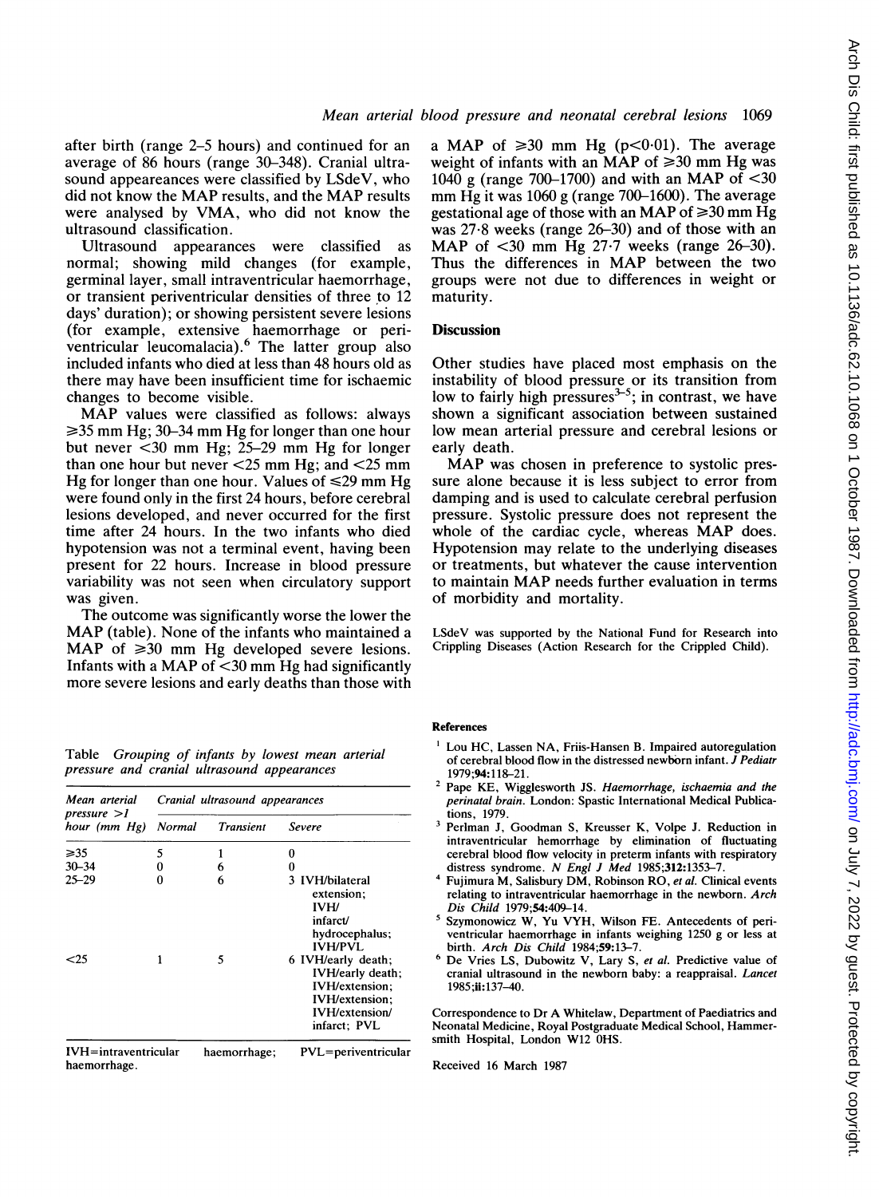after birth (range 2–5 hours) and continued for an average of 86 hours (range 30–348). Cranial ultrasound appeareances were classified by LSdeV, who did not know the MAP results, and the MAP results were analysed by VMA, who did not know the ultrasound classification.

Ultrasound appearances were classified as normal; showing mild changes (for example, germinal layer, small intraventricular haemorrhage, or transient periventricular densities of three to 12 days' duration); or showing persistent severe lesions (for example, extensive haemorrhage or periventricular leucomalacia).[6] The latter group also included infants who died at less than 48 hours old as there may have been insufficient time for ischaemic changes to become visible.

MAP values were classified as follows: always ≥35 mm Hg; 30–34 mm Hg for longer than one hour but never <30 mm Hg; 25–29 mm Hg for longer than one hour but never <25 mm Hg; and <25 mm Hg for longer than one hour. Values of ≤29 mm Hg were found only in the first 24 hours, before cerebral lesions developed, and never occurred for the first time after 24 hours. In the two infants who died hypotension was not a terminal event, having been present for 22 hours. Increase in blood pressure variability was not seen when circulatory support was given.

The outcome was significantly worse the lower the MAP (table). None of the infants who maintained a MAP of ≥30 mm Hg developed severe lesions. Infants with a MAP of <30 mm Hg had significantly more severe lesions and early deaths than those with a MAP of ≥30 mm Hg ($p<0.01$). The average weight of infants with an MAP of ≥30 mm Hg was 1040 g (range 700–1700) and with an MAP of <30 mm Hg it was 1060 g (range 700–1600). The average gestational age of those with an MAP of ≥30 mm Hg was 27·8 weeks (range 26–30) and of those with an MAP of <30 mm Hg 27·7 weeks (range 26–30). Thus the differences in MAP between the two groups were not due to differences in weight or maturity.

Table *Grouping of infants by lowest mean arterial pressure and cranial ultrasound appearances*

| Mean arterial pressure >1 hour (mm Hg) | Cranial ultrasound appearances | | |
|---|---|---|---|
| | Normal | Transient | Severe |
| ≥35 | 5 | 1 | 0 |
| 30–34 | 0 | 6 | 0 |
| 25–29 | 0 | 6 | 3 IVH/bilateral extension; IVH/ infarct/ hydrocephalus; IVH/PVL |
| <25 | 1 | 5 | 6 IVH/early death; IVH/early death; IVH/extension; IVH/extension; IVH/extension/ infarct; PVL |

IVH=intraventricular haemorrhage; PVL=periventricular haemorrhage.

## Discussion

Other studies have placed most emphasis on the instability of blood pressure or its transition from low to fairly high pressures[3–5]; in contrast, we have shown a significant association between sustained low mean arterial pressure and cerebral lesions or early death.

MAP was chosen in preference to systolic pressure alone because it is less subject to error from damping and is used to calculate cerebral perfusion pressure. Systolic pressure does not represent the whole of the cardiac cycle, whereas MAP does. Hypotension may relate to the underlying diseases or treatments, but whatever the cause intervention to maintain MAP needs further evaluation in terms of morbidity and mortality.

LSdeV was supported by the National Fund for Research into Crippling Diseases (Action Research for the Crippled Child).

### References

1. Lou HC, Lassen NA, Friis-Hansen B. Impaired autoregulation of cerebral blood flow in the distressed newborn infant. *J Pediatr* 1979;**94:**118–21.
2. Pape KE, Wigglesworth JS. *Haemorrhage, ischaemia and the perinatal brain.* London: Spastic International Medical Publications, 1979.
3. Perlman J, Goodman S, Kreusser K, Volpe J. Reduction in intraventricular hemorrhage by elimination of fluctuating cerebral blood flow velocity in preterm infants with respiratory distress syndrome. *N Engl J Med* 1985;**312:**1353–7.
4. Fujimura M, Salisbury DM, Robinson RO, *et al.* Clinical events relating to intraventricular haemorrhage in the newborn. *Arch Dis Child* 1979;**54:**409–14.
5. Szymonowicz W, Yu VYH, Wilson FE. Antecedents of periventricular haemorrhage in infants weighing 1250 g or less at birth. *Arch Dis Child* 1984;**59:**13–7.
6. De Vries LS, Dubowitz V, Lary S, *et al.* Predictive value of cranial ultrasound in the newborn baby: a reappraisal. *Lancet* 1985;**ii:**137–40.

Correspondence to Dr A Whitelaw, Department of Paediatrics and Neonatal Medicine, Royal Postgraduate Medical School, Hammersmith Hospital, London W12 0HS.

Received 16 March 1987